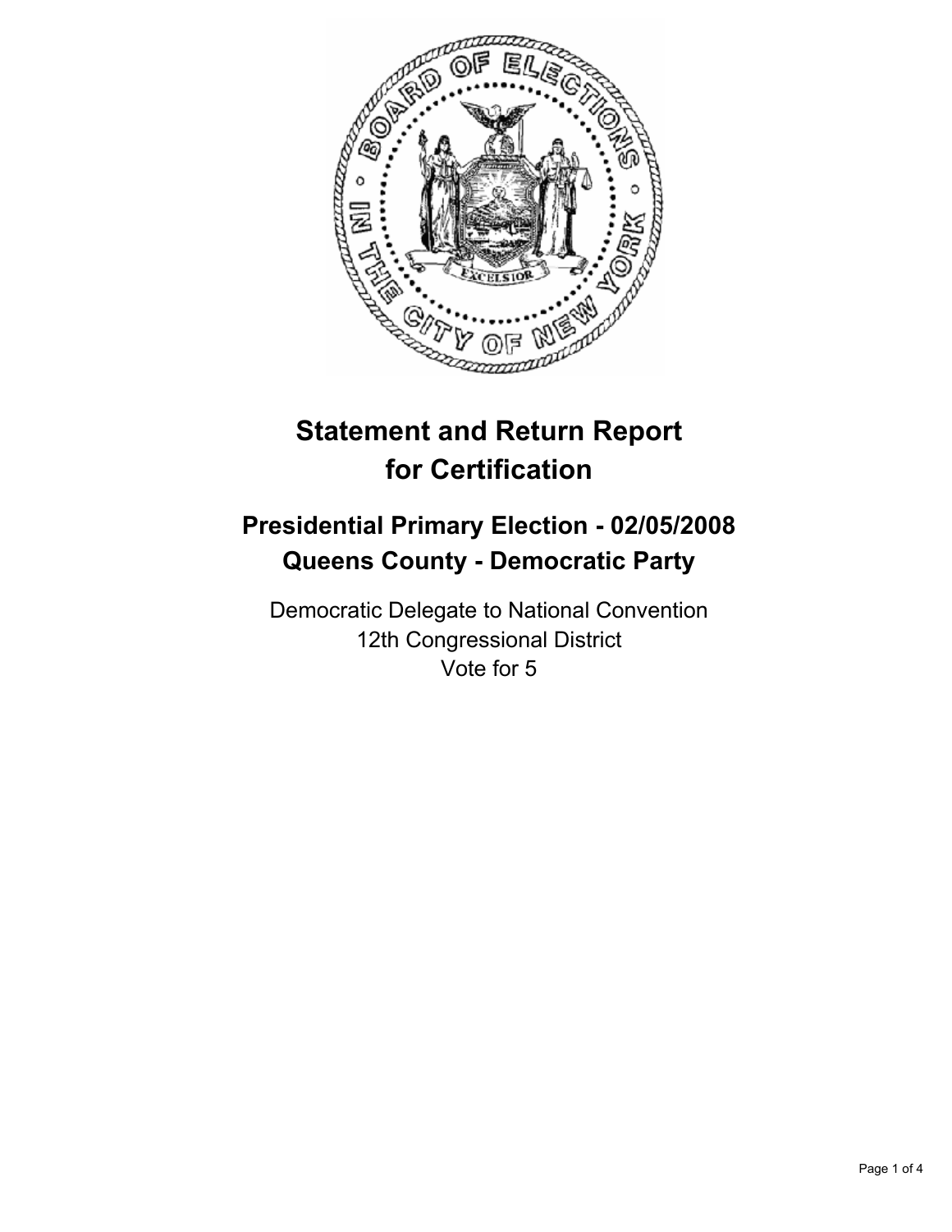# Statement and Return Report for Certification

## Presidential Primary Election - 02/05/2008
## Queens County - Democratic Party

Democratic Delegate to National Convention
12th Congressional District
Vote for 5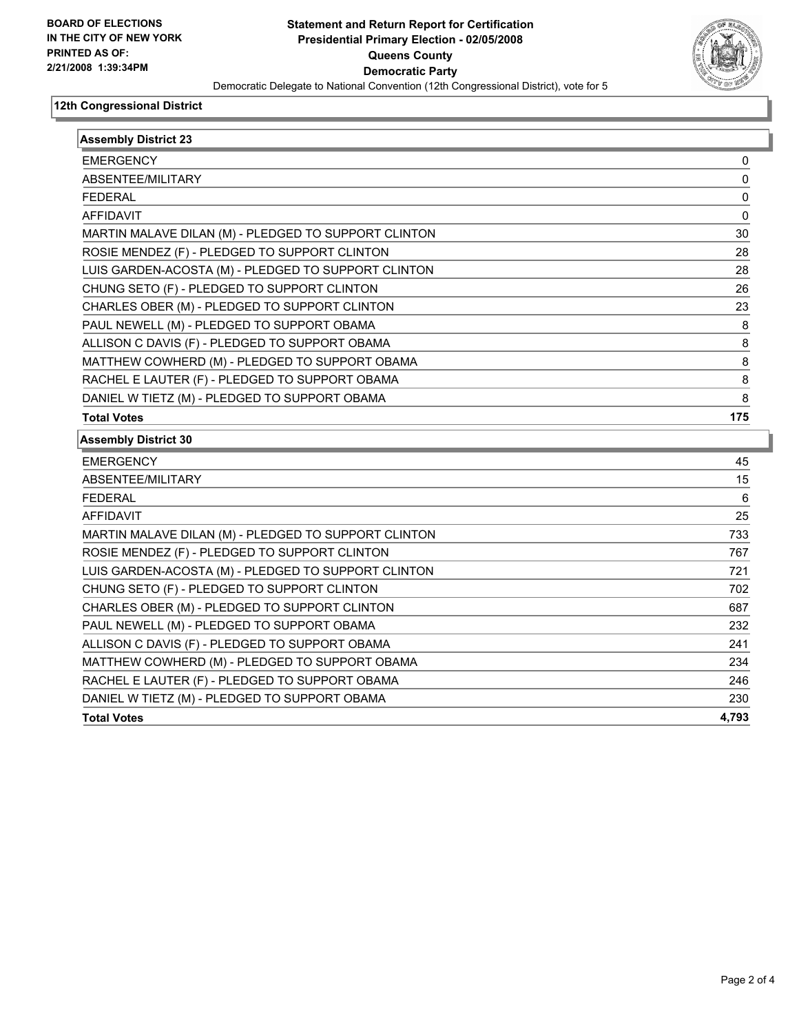**BOARD OF ELECTIONS IN THE CITY OF NEW YORK PRINTED AS OF: 2/21/2008 1:39:34PM**

# Statement and Return Report for Certification
## Presidential Primary Election - 02/05/2008
## Queens County
## Democratic Party

Democratic Delegate to National Convention (12th Congressional District), vote for 5

### 12th Congressional District

| Assembly District 23 | |
|---|---|
| EMERGENCY | 0 |
| ABSENTEE/MILITARY | 0 |
| FEDERAL | 0 |
| AFFIDAVIT | 0 |
| MARTIN MALAVE DILAN (M) - PLEDGED TO SUPPORT CLINTON | 30 |
| ROSIE MENDEZ (F) - PLEDGED TO SUPPORT CLINTON | 28 |
| LUIS GARDEN-ACOSTA (M) - PLEDGED TO SUPPORT CLINTON | 28 |
| CHUNG SETO (F) - PLEDGED TO SUPPORT CLINTON | 26 |
| CHARLES OBER (M) - PLEDGED TO SUPPORT CLINTON | 23 |
| PAUL NEWELL (M) - PLEDGED TO SUPPORT OBAMA | 8 |
| ALLISON C DAVIS (F) - PLEDGED TO SUPPORT OBAMA | 8 |
| MATTHEW COWHERD (M) - PLEDGED TO SUPPORT OBAMA | 8 |
| RACHEL E LAUTER (F) - PLEDGED TO SUPPORT OBAMA | 8 |
| DANIEL W TIETZ (M) - PLEDGED TO SUPPORT OBAMA | 8 |
| **Total Votes** | **175** |

| Assembly District 30 | |
|---|---|
| EMERGENCY | 45 |
| ABSENTEE/MILITARY | 15 |
| FEDERAL | 6 |
| AFFIDAVIT | 25 |
| MARTIN MALAVE DILAN (M) - PLEDGED TO SUPPORT CLINTON | 733 |
| ROSIE MENDEZ (F) - PLEDGED TO SUPPORT CLINTON | 767 |
| LUIS GARDEN-ACOSTA (M) - PLEDGED TO SUPPORT CLINTON | 721 |
| CHUNG SETO (F) - PLEDGED TO SUPPORT CLINTON | 702 |
| CHARLES OBER (M) - PLEDGED TO SUPPORT CLINTON | 687 |
| PAUL NEWELL (M) - PLEDGED TO SUPPORT OBAMA | 232 |
| ALLISON C DAVIS (F) - PLEDGED TO SUPPORT OBAMA | 241 |
| MATTHEW COWHERD (M) - PLEDGED TO SUPPORT OBAMA | 234 |
| RACHEL E LAUTER (F) - PLEDGED TO SUPPORT OBAMA | 246 |
| DANIEL W TIETZ (M) - PLEDGED TO SUPPORT OBAMA | 230 |
| **Total Votes** | **4,793** |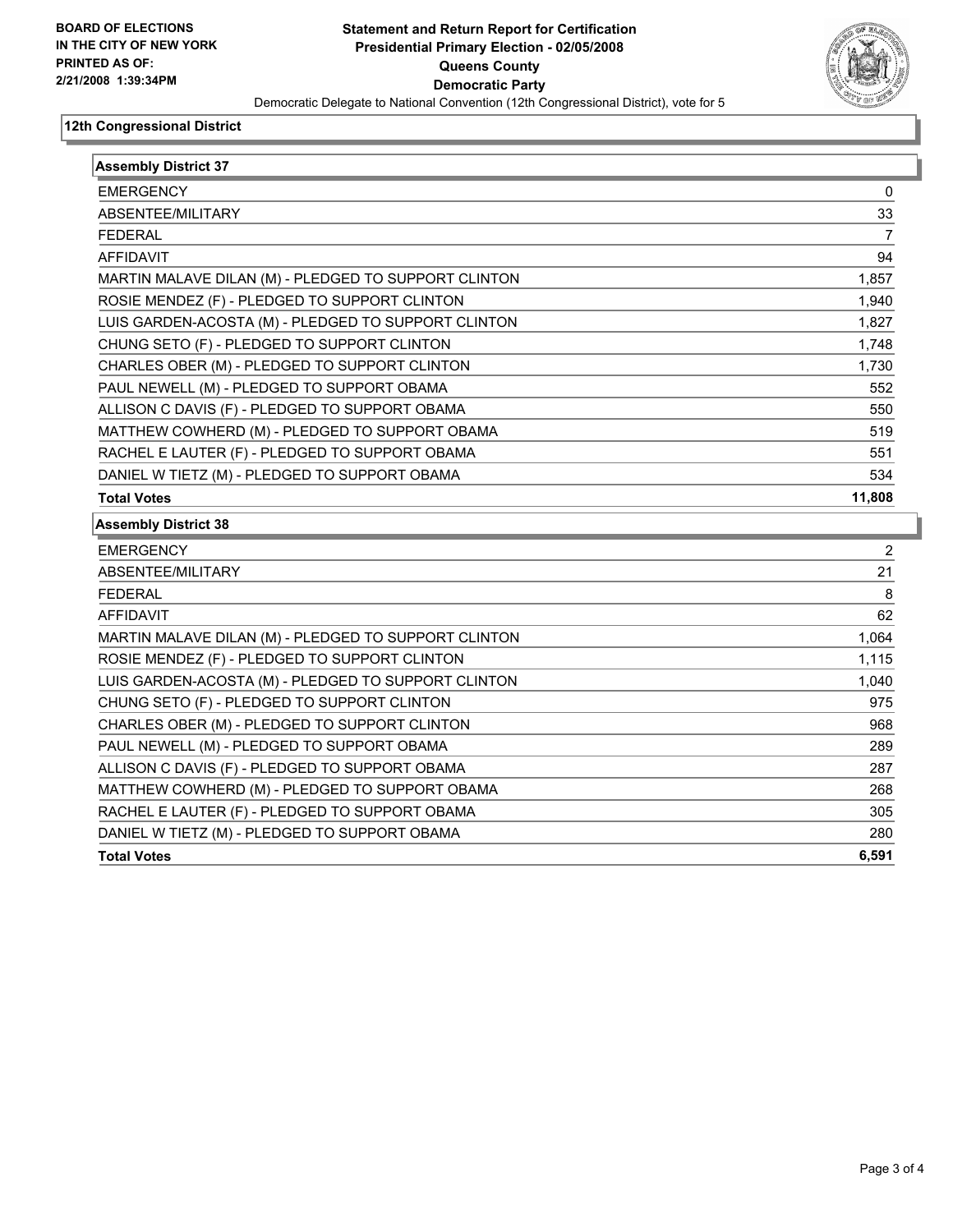**BOARD OF ELECTIONS IN THE CITY OF NEW YORK PRINTED AS OF: 2/21/2008 1:39:34PM**

# Statement and Return Report for Certification
## Presidential Primary Election - 02/05/2008
## Queens County
## Democratic Party

Democratic Delegate to National Convention (12th Congressional District), vote for 5

### 12th Congressional District

| Assembly District 37 | |
|---|---|
| EMERGENCY | 0 |
| ABSENTEE/MILITARY | 33 |
| FEDERAL | 7 |
| AFFIDAVIT | 94 |
| MARTIN MALAVE DILAN (M) - PLEDGED TO SUPPORT CLINTON | 1,857 |
| ROSIE MENDEZ (F) - PLEDGED TO SUPPORT CLINTON | 1,940 |
| LUIS GARDEN-ACOSTA (M) - PLEDGED TO SUPPORT CLINTON | 1,827 |
| CHUNG SETO (F) - PLEDGED TO SUPPORT CLINTON | 1,748 |
| CHARLES OBER (M) - PLEDGED TO SUPPORT CLINTON | 1,730 |
| PAUL NEWELL (M) - PLEDGED TO SUPPORT OBAMA | 552 |
| ALLISON C DAVIS (F) - PLEDGED TO SUPPORT OBAMA | 550 |
| MATTHEW COWHERD (M) - PLEDGED TO SUPPORT OBAMA | 519 |
| RACHEL E LAUTER (F) - PLEDGED TO SUPPORT OBAMA | 551 |
| DANIEL W TIETZ (M) - PLEDGED TO SUPPORT OBAMA | 534 |
| **Total Votes** | **11,808** |

| Assembly District 38 | |
|---|---|
| EMERGENCY | 2 |
| ABSENTEE/MILITARY | 21 |
| FEDERAL | 8 |
| AFFIDAVIT | 62 |
| MARTIN MALAVE DILAN (M) - PLEDGED TO SUPPORT CLINTON | 1,064 |
| ROSIE MENDEZ (F) - PLEDGED TO SUPPORT CLINTON | 1,115 |
| LUIS GARDEN-ACOSTA (M) - PLEDGED TO SUPPORT CLINTON | 1,040 |
| CHUNG SETO (F) - PLEDGED TO SUPPORT CLINTON | 975 |
| CHARLES OBER (M) - PLEDGED TO SUPPORT CLINTON | 968 |
| PAUL NEWELL (M) - PLEDGED TO SUPPORT OBAMA | 289 |
| ALLISON C DAVIS (F) - PLEDGED TO SUPPORT OBAMA | 287 |
| MATTHEW COWHERD (M) - PLEDGED TO SUPPORT OBAMA | 268 |
| RACHEL E LAUTER (F) - PLEDGED TO SUPPORT OBAMA | 305 |
| DANIEL W TIETZ (M) - PLEDGED TO SUPPORT OBAMA | 280 |
| **Total Votes** | **6,591** |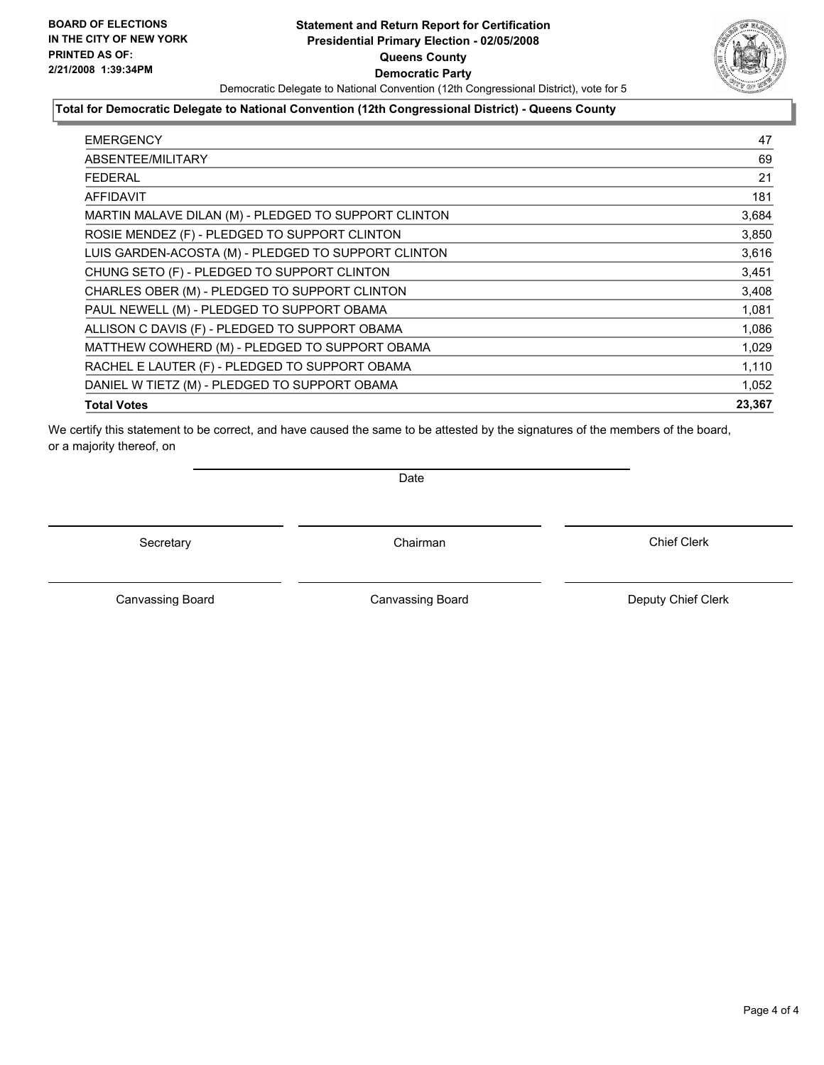BOARD OF ELECTIONS
IN THE CITY OF NEW YORK
PRINTED AS OF:
2/21/2008 1:39:34PM

**Statement and Return Report for Certification**
**Presidential Primary Election - 02/05/2008**
**Queens County**
**Democratic Party**
Democratic Delegate to National Convention (12th Congressional District), vote for 5

**Total for Democratic Delegate to National Convention (12th Congressional District) - Queens County**

| | |
|---|---|
| EMERGENCY | 47 |
| ABSENTEE/MILITARY | 69 |
| FEDERAL | 21 |
| AFFIDAVIT | 181 |
| MARTIN MALAVE DILAN (M) - PLEDGED TO SUPPORT CLINTON | 3,684 |
| ROSIE MENDEZ (F) - PLEDGED TO SUPPORT CLINTON | 3,850 |
| LUIS GARDEN-ACOSTA (M) - PLEDGED TO SUPPORT CLINTON | 3,616 |
| CHUNG SETO (F) - PLEDGED TO SUPPORT CLINTON | 3,451 |
| CHARLES OBER (M) - PLEDGED TO SUPPORT CLINTON | 3,408 |
| PAUL NEWELL (M) - PLEDGED TO SUPPORT OBAMA | 1,081 |
| ALLISON C DAVIS (F) - PLEDGED TO SUPPORT OBAMA | 1,086 |
| MATTHEW COWHERD (M) - PLEDGED TO SUPPORT OBAMA | 1,029 |
| RACHEL E LAUTER (F) - PLEDGED TO SUPPORT OBAMA | 1,110 |
| DANIEL W TIETZ (M) - PLEDGED TO SUPPORT OBAMA | 1,052 |
| **Total Votes** | **23,367** |

We certify this statement to be correct, and have caused the same to be attested by the signatures of the members of the board, or a majority thereof, on

Date

Secretary | Chairman | Chief Clerk

Canvassing Board | Canvassing Board | Deputy Chief Clerk